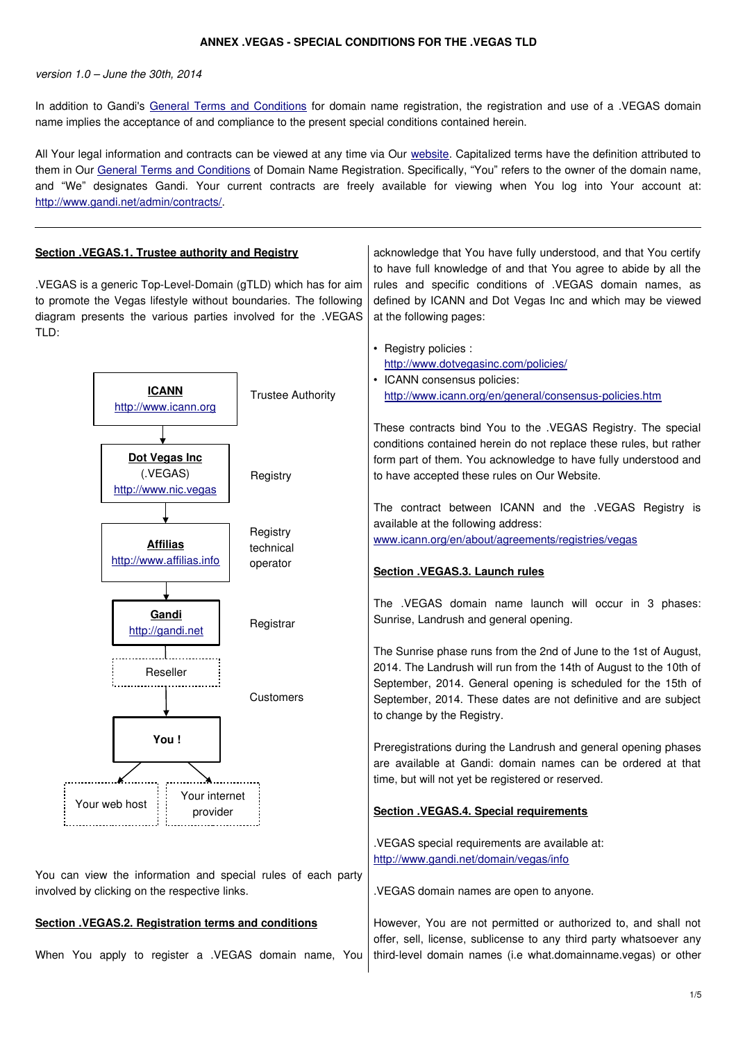# ANNEX .VEGAS - SPECIAL CONDITIONS FOR THE .VEGAS TLD

*version 1.0 – June the 30th, 2014*

In addition to Gandi's [General Terms and Conditions] for domain name registration, the registration and use of a .VEGAS domain name implies the acceptance of and compliance to the present special conditions contained herein.

All Your legal information and contracts can be viewed at any time via Our [website]. Capitalized terms have the definition attributed to them in Our [General Terms and Conditions] of Domain Name Registration. Specifically, "You" refers to the owner of the domain name, and "We" designates Gandi. Your current contracts are freely available for viewing when You log into Your account at: http://www.gandi.net/admin/contracts/.

---

## Section .VEGAS.1. Trustee authority and Registry

.VEGAS is a generic Top-Level-Domain (gTLD) which has for aim to promote the Vegas lifestyle without boundaries. The following diagram presents the various parties involved for the .VEGAS TLD:

| Party | Role |
|---|---|
| **ICANN** http://www.icann.org | Trustee Authority |
| **Dot Vegas Inc** (.VEGAS) http://www.nic.vegas | Registry |
| **Affilias** http://www.affilias.info | Registry technical operator |
| **Gandi** http://gandi.net | Registrar |
| Reseller | Customers |
| **You !** | Customers |
| Your web host / Your internet provider | |

You can view the information and special rules of each party involved by clicking on the respective links.

## Section .VEGAS.2. Registration terms and conditions

When You apply to register a .VEGAS domain name, You acknowledge that You have fully understood, and that You certify to have full knowledge of and that You agree to abide by all the rules and specific conditions of .VEGAS domain names, as defined by ICANN and Dot Vegas Inc and which may be viewed at the following pages:

- Registry policies : http://www.dotvegasinc.com/policies/
- ICANN consensus policies: http://www.icann.org/en/general/consensus-policies.htm

These contracts bind You to the .VEGAS Registry. The special conditions contained herein do not replace these rules, but rather form part of them. You acknowledge to have fully understood and to have accepted these rules on Our Website.

The contract between ICANN and the .VEGAS Registry is available at the following address: www.icann.org/en/about/agreements/registries/vegas

## Section .VEGAS.3. Launch rules

The .VEGAS domain name launch will occur in 3 phases: Sunrise, Landrush and general opening.

The Sunrise phase runs from the 2nd of June to the 1st of August, 2014. The Landrush will run from the 14th of August to the 10th of September, 2014. General opening is scheduled for the 15th of September, 2014. These dates are not definitive and are subject to change by the Registry.

Preregistrations during the Landrush and general opening phases are available at Gandi: domain names can be ordered at that time, but will not yet be registered or reserved.

## Section .VEGAS.4. Special requirements

.VEGAS special requirements are available at: http://www.gandi.net/domain/vegas/info

.VEGAS domain names are open to anyone.

However, You are not permitted or authorized to, and shall not offer, sell, license, sublicense to any third party whatsoever any third-level domain names (i.e what.domainname.vegas) or other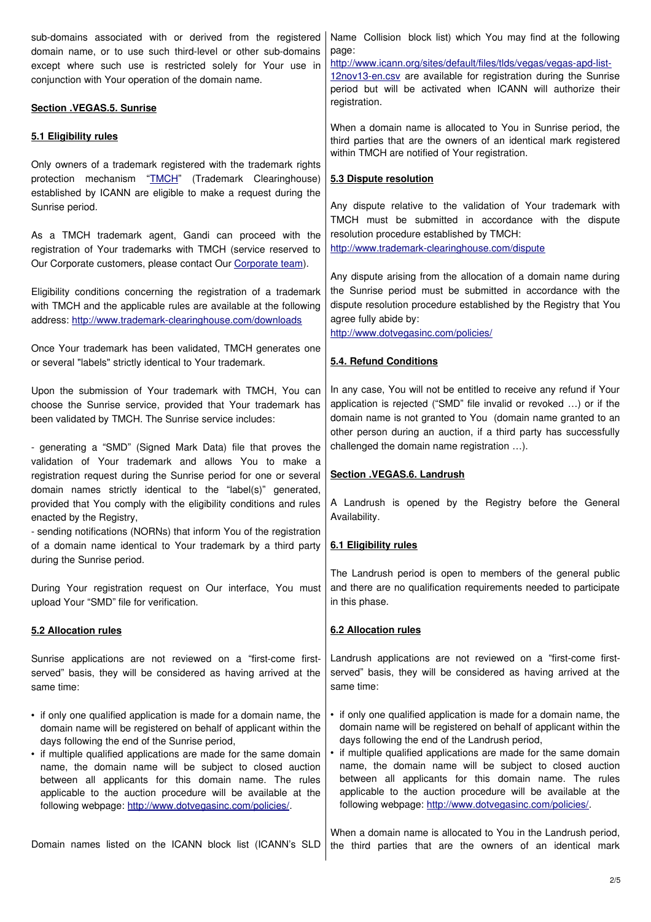sub-domains associated with or derived from the registered domain name, or to use such third-level or other sub-domains except where such use is restricted solely for Your use in conjunction with Your operation of the domain name.

## Section .VEGAS.5. Sunrise

### 5.1 Eligibility rules

Only owners of a trademark registered with the trademark rights protection mechanism "TMCH" (Trademark Clearinghouse) established by ICANN are eligible to make a request during the Sunrise period.

As a TMCH trademark agent, Gandi can proceed with the registration of Your trademarks with TMCH (service reserved to Our Corporate customers, please contact Our Corporate team).

Eligibility conditions concerning the registration of a trademark with TMCH and the applicable rules are available at the following address: http://www.trademark-clearinghouse.com/downloads

Once Your trademark has been validated, TMCH generates one or several "labels" strictly identical to Your trademark.

Upon the submission of Your trademark with TMCH, You can choose the Sunrise service, provided that Your trademark has been validated by TMCH. The Sunrise service includes:

- generating a "SMD" (Signed Mark Data) file that proves the validation of Your trademark and allows You to make a registration request during the Sunrise period for one or several domain names strictly identical to the "label(s)" generated, provided that You comply with the eligibility conditions and rules enacted by the Registry,
- sending notifications (NORNs) that inform You of the registration of a domain name identical to Your trademark by a third party during the Sunrise period.

During Your registration request on Our interface, You must upload Your "SMD" file for verification.

### 5.2 Allocation rules

Sunrise applications are not reviewed on a "first-come first-served" basis, they will be considered as having arrived at the same time:

- if only one qualified application is made for a domain name, the domain name will be registered on behalf of applicant within the days following the end of the Sunrise period,
- if multiple qualified applications are made for the same domain name, the domain name will be subject to closed auction between all applicants for this domain name. The rules applicable to the auction procedure will be available at the following webpage: http://www.dotvegasinc.com/policies/.

Domain names listed on the ICANN block list (ICANN's SLD Name Collision block list) which You may find at the following page:
http://www.icann.org/sites/default/files/tlds/vegas/vegas-apd-list-12nov13-en.csv are available for registration during the Sunrise period but will be activated when ICANN will authorize their registration.

When a domain name is allocated to You in Sunrise period, the third parties that are the owners of an identical mark registered within TMCH are notified of Your registration.

### 5.3 Dispute resolution

Any dispute relative to the validation of Your trademark with TMCH must be submitted in accordance with the dispute resolution procedure established by TMCH:
http://www.trademark-clearinghouse.com/dispute

Any dispute arising from the allocation of a domain name during the Sunrise period must be submitted in accordance with the dispute resolution procedure established by the Registry that You agree fully abide by:
http://www.dotvegasinc.com/policies/

### 5.4. Refund Conditions

In any case, You will not be entitled to receive any refund if Your application is rejected ("SMD" file invalid or revoked …) or if the domain name is not granted to You (domain name granted to an other person during an auction, if a third party has successfully challenged the domain name registration …).

## Section .VEGAS.6. Landrush

A Landrush is opened by the Registry before the General Availability.

### 6.1 Eligibility rules

The Landrush period is open to members of the general public and there are no qualification requirements needed to participate in this phase.

### 6.2 Allocation rules

Landrush applications are not reviewed on a "first-come first-served" basis, they will be considered as having arrived at the same time:

- if only one qualified application is made for a domain name, the domain name will be registered on behalf of applicant within the days following the end of the Landrush period,
- if multiple qualified applications are made for the same domain name, the domain name will be subject to closed auction between all applicants for this domain name. The rules applicable to the auction procedure will be available at the following webpage: http://www.dotvegasinc.com/policies/.

When a domain name is allocated to You in the Landrush period, the third parties that are the owners of an identical mark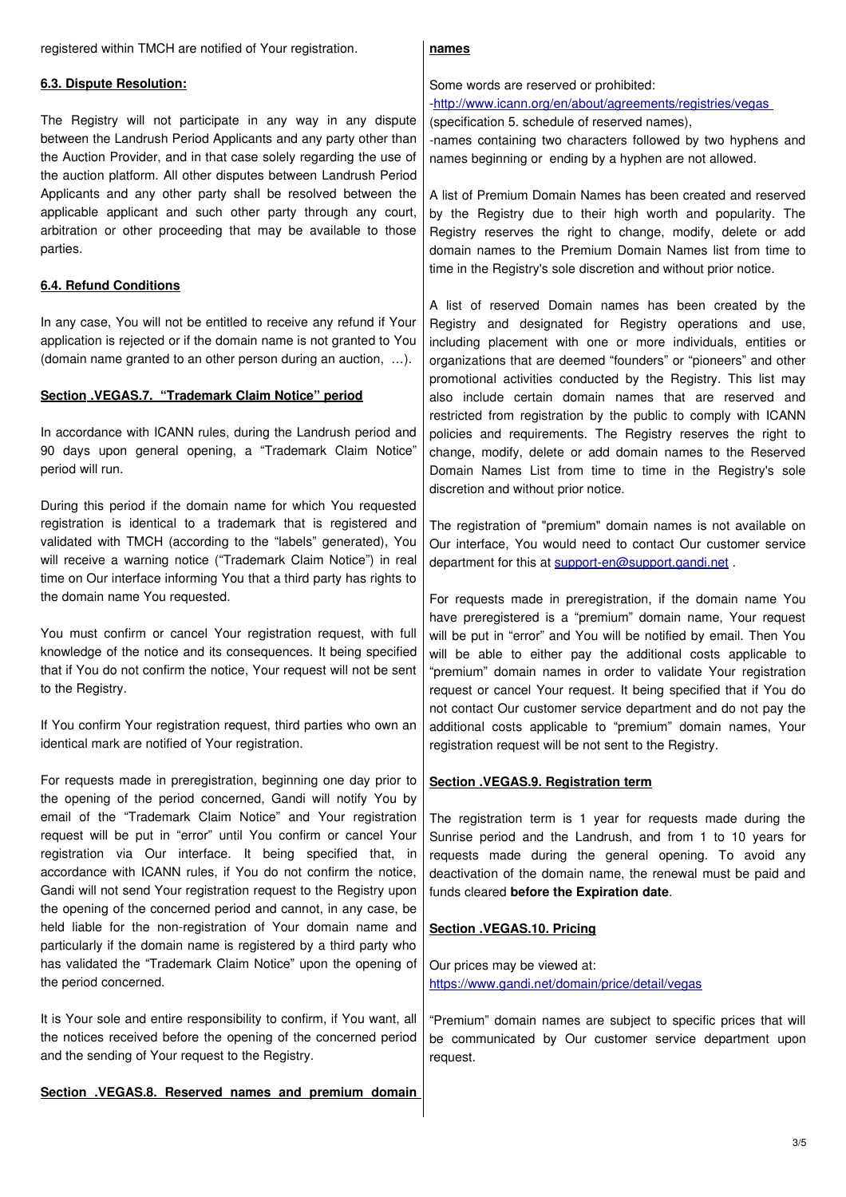registered within TMCH are notified of Your registration.

**6.3. Dispute Resolution:**

The Registry will not participate in any way in any dispute between the Landrush Period Applicants and any party other than the Auction Provider, and in that case solely regarding the use of the auction platform. All other disputes between Landrush Period Applicants and any other party shall be resolved between the applicable applicant and such other party through any court, arbitration or other proceeding that may be available to those parties.

**6.4. Refund Conditions**

In any case, You will not be entitled to receive any refund if Your application is rejected or if the domain name is not granted to You (domain name granted to an other person during an auction, …).

**Section .VEGAS.7. "Trademark Claim Notice" period**

In accordance with ICANN rules, during the Landrush period and 90 days upon general opening, a "Trademark Claim Notice" period will run.

During this period if the domain name for which You requested registration is identical to a trademark that is registered and validated with TMCH (according to the "labels" generated), You will receive a warning notice ("Trademark Claim Notice") in real time on Our interface informing You that a third party has rights to the domain name You requested.

You must confirm or cancel Your registration request, with full knowledge of the notice and its consequences. It being specified that if You do not confirm the notice, Your request will not be sent to the Registry.

If You confirm Your registration request, third parties who own an identical mark are notified of Your registration.

For requests made in preregistration, beginning one day prior to the opening of the period concerned, Gandi will notify You by email of the "Trademark Claim Notice" and Your registration request will be put in "error" until You confirm or cancel Your registration via Our interface. It being specified that, in accordance with ICANN rules, if You do not confirm the notice, Gandi will not send Your registration request to the Registry upon the opening of the concerned period and cannot, in any case, be held liable for the non-registration of Your domain name and particularly if the domain name is registered by a third party who has validated the "Trademark Claim Notice" upon the opening of the period concerned.

It is Your sole and entire responsibility to confirm, if You want, all the notices received before the opening of the concerned period and the sending of Your request to the Registry.

**Section .VEGAS.8. Reserved names and premium domain names**

Some words are reserved or prohibited:

-http://www.icann.org/en/about/agreements/registries/vegas (specification 5. schedule of reserved names),

-names containing two characters followed by two hyphens and names beginning or ending by a hyphen are not allowed.

A list of Premium Domain Names has been created and reserved by the Registry due to their high worth and popularity. The Registry reserves the right to change, modify, delete or add domain names to the Premium Domain Names list from time to time in the Registry's sole discretion and without prior notice.

A list of reserved Domain names has been created by the Registry and designated for Registry operations and use, including placement with one or more individuals, entities or organizations that are deemed "founders" or "pioneers" and other promotional activities conducted by the Registry. This list may also include certain domain names that are reserved and restricted from registration by the public to comply with ICANN policies and requirements. The Registry reserves the right to change, modify, delete or add domain names to the Reserved Domain Names List from time to time in the Registry's sole discretion and without prior notice.

The registration of "premium" domain names is not available on Our interface, You would need to contact Our customer service department for this at support-en@support.gandi.net .

For requests made in preregistration, if the domain name You have preregistered is a "premium" domain name, Your request will be put in "error" and You will be notified by email. Then You will be able to either pay the additional costs applicable to "premium" domain names in order to validate Your registration request or cancel Your request. It being specified that if You do not contact Our customer service department and do not pay the additional costs applicable to "premium" domain names, Your registration request will be not sent to the Registry.

**Section .VEGAS.9. Registration term**

The registration term is 1 year for requests made during the Sunrise period and the Landrush, and from 1 to 10 years for requests made during the general opening. To avoid any deactivation of the domain name, the renewal must be paid and funds cleared **before the Expiration date**.

**Section .VEGAS.10. Pricing**

Our prices may be viewed at: https://www.gandi.net/domain/price/detail/vegas

"Premium" domain names are subject to specific prices that will be communicated by Our customer service department upon request.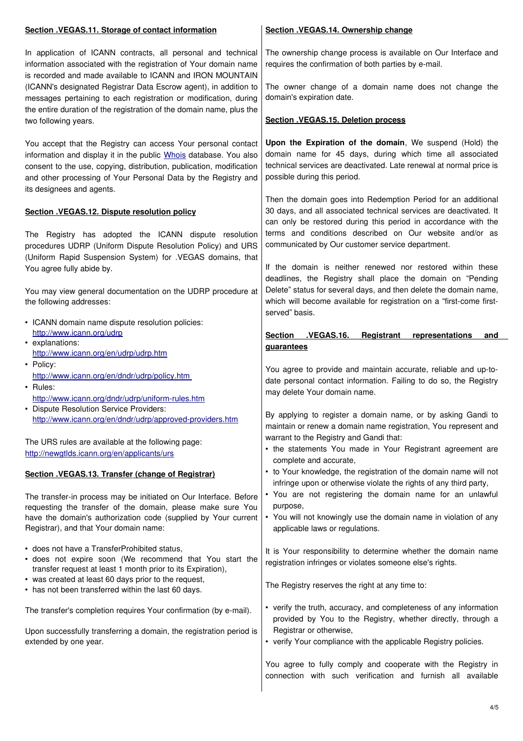**Section .VEGAS.11. Storage of contact information**

In application of ICANN contracts, all personal and technical information associated with the registration of Your domain name is recorded and made available to ICANN and IRON MOUNTAIN (ICANN's designated Registrar Data Escrow agent), in addition to messages pertaining to each registration or modification, during the entire duration of the registration of the domain name, plus the two following years.

You accept that the Registry can access Your personal contact information and display it in the public Whois database. You also consent to the use, copying, distribution, publication, modification and other processing of Your Personal Data by the Registry and its designees and agents.

**Section .VEGAS.12. Dispute resolution policy**

The Registry has adopted the ICANN dispute resolution procedures UDRP (Uniform Dispute Resolution Policy) and URS (Uniform Rapid Suspension System) for .VEGAS domains, that You agree fully abide by.

You may view general documentation on the UDRP procedure at the following addresses:

- ICANN domain name dispute resolution policies: http://www.icann.org/udrp
- explanations: http://www.icann.org/en/udrp/udrp.htm
- Policy: http://www.icann.org/en/dndr/udrp/policy.htm
- Rules: http://www.icann.org/dndr/udrp/uniform-rules.htm
- Dispute Resolution Service Providers: http://www.icann.org/en/dndr/udrp/approved-providers.htm

The URS rules are available at the following page: http://newgtlds.icann.org/en/applicants/urs

**Section .VEGAS.13. Transfer (change of Registrar)**

The transfer-in process may be initiated on Our Interface. Before requesting the transfer of the domain, please make sure You have the domain's authorization code (supplied by Your current Registrar), and that Your domain name:

- does not have a TransferProhibited status,
- does not expire soon (We recommend that You start the transfer request at least 1 month prior to its Expiration),
- was created at least 60 days prior to the request,
- has not been transferred within the last 60 days.

The transfer's completion requires Your confirmation (by e-mail).

Upon successfully transferring a domain, the registration period is extended by one year.

**Section .VEGAS.14. Ownership change**

The ownership change process is available on Our Interface and requires the confirmation of both parties by e-mail.

The owner change of a domain name does not change the domain's expiration date.

**Section .VEGAS.15. Deletion process**

**Upon the Expiration of the domain**, We suspend (Hold) the domain name for 45 days, during which time all associated technical services are deactivated. Late renewal at normal price is possible during this period.

Then the domain goes into Redemption Period for an additional 30 days, and all associated technical services are deactivated. It can only be restored during this period in accordance with the terms and conditions described on Our website and/or as communicated by Our customer service department.

If the domain is neither renewed nor restored within these deadlines, the Registry shall place the domain on "Pending Delete" status for several days, and then delete the domain name, which will become available for registration on a "first-come first-served" basis.

**Section .VEGAS.16. Registrant representations and guarantees**

You agree to provide and maintain accurate, reliable and up-to-date personal contact information. Failing to do so, the Registry may delete Your domain name.

By applying to register a domain name, or by asking Gandi to maintain or renew a domain name registration, You represent and warrant to the Registry and Gandi that:

- the statements You made in Your Registrant agreement are complete and accurate,
- to Your knowledge, the registration of the domain name will not infringe upon or otherwise violate the rights of any third party,
- You are not registering the domain name for an unlawful purpose,
- You will not knowingly use the domain name in violation of any applicable laws or regulations.

It is Your responsibility to determine whether the domain name registration infringes or violates someone else's rights.

The Registry reserves the right at any time to:

- verify the truth, accuracy, and completeness of any information provided by You to the Registry, whether directly, through a Registrar or otherwise,
- verify Your compliance with the applicable Registry policies.

You agree to fully comply and cooperate with the Registry in connection with such verification and furnish all available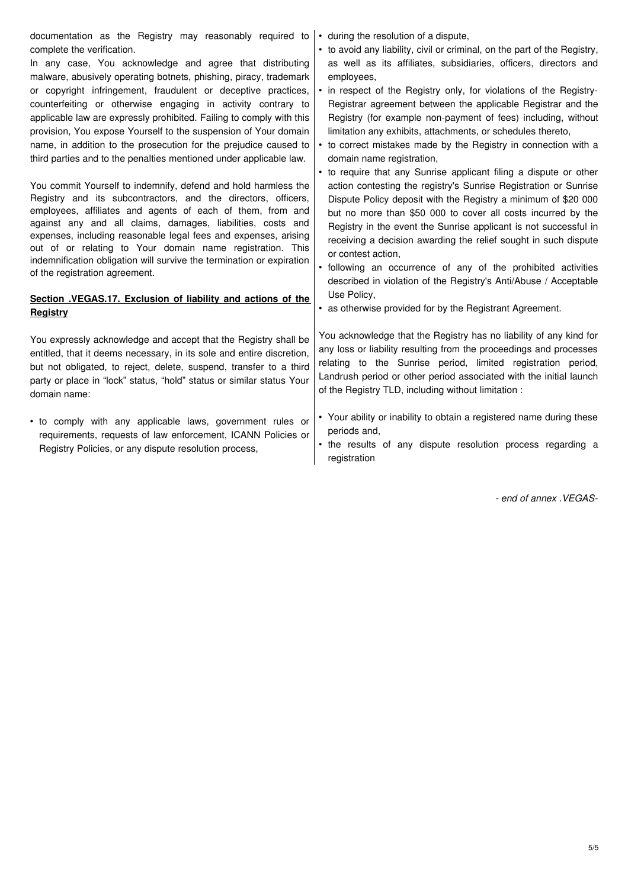documentation as the Registry may reasonably required to complete the verification.

In any case, You acknowledge and agree that distributing malware, abusively operating botnets, phishing, piracy, trademark or copyright infringement, fraudulent or deceptive practices, counterfeiting or otherwise engaging in activity contrary to applicable law are expressly prohibited. Failing to comply with this provision, You expose Yourself to the suspension of Your domain name, in addition to the prosecution for the prejudice caused to third parties and to the penalties mentioned under applicable law.

You commit Yourself to indemnify, defend and hold harmless the Registry and its subcontractors, and the directors, officers, employees, affiliates and agents of each of them, from and against any and all claims, damages, liabilities, costs and expenses, including reasonable legal fees and expenses, arising out of or relating to Your domain name registration. This indemnification obligation will survive the termination or expiration of the registration agreement.

## Section .VEGAS.17. Exclusion of liability and actions of the Registry

You expressly acknowledge and accept that the Registry shall be entitled, that it deems necessary, in its sole and entire discretion, but not obligated, to reject, delete, suspend, transfer to a third party or place in "lock" status, "hold" status or similar status Your domain name:

- to comply with any applicable laws, government rules or requirements, requests of law enforcement, ICANN Policies or Registry Policies, or any dispute resolution process,
- during the resolution of a dispute,
- to avoid any liability, civil or criminal, on the part of the Registry, as well as its affiliates, subsidiaries, officers, directors and employees,
- in respect of the Registry only, for violations of the Registry-Registrar agreement between the applicable Registrar and the Registry (for example non-payment of fees) including, without limitation any exhibits, attachments, or schedules thereto,
- to correct mistakes made by the Registry in connection with a domain name registration,
- to require that any Sunrise applicant filing a dispute or other action contesting the registry's Sunrise Registration or Sunrise Dispute Policy deposit with the Registry a minimum of $20 000 but no more than $50 000 to cover all costs incurred by the Registry in the event the Sunrise applicant is not successful in receiving a decision awarding the relief sought in such dispute or contest action,
- following an occurrence of any of the prohibited activities described in violation of the Registry's Anti/Abuse / Acceptable Use Policy,
- as otherwise provided for by the Registrant Agreement.

You acknowledge that the Registry has no liability of any kind for any loss or liability resulting from the proceedings and processes relating to the Sunrise period, limited registration period, Landrush period or other period associated with the initial launch of the Registry TLD, including without limitation :

- Your ability or inability to obtain a registered name during these periods and,
- the results of any dispute resolution process regarding a registration

*- end of annex .VEGAS-*